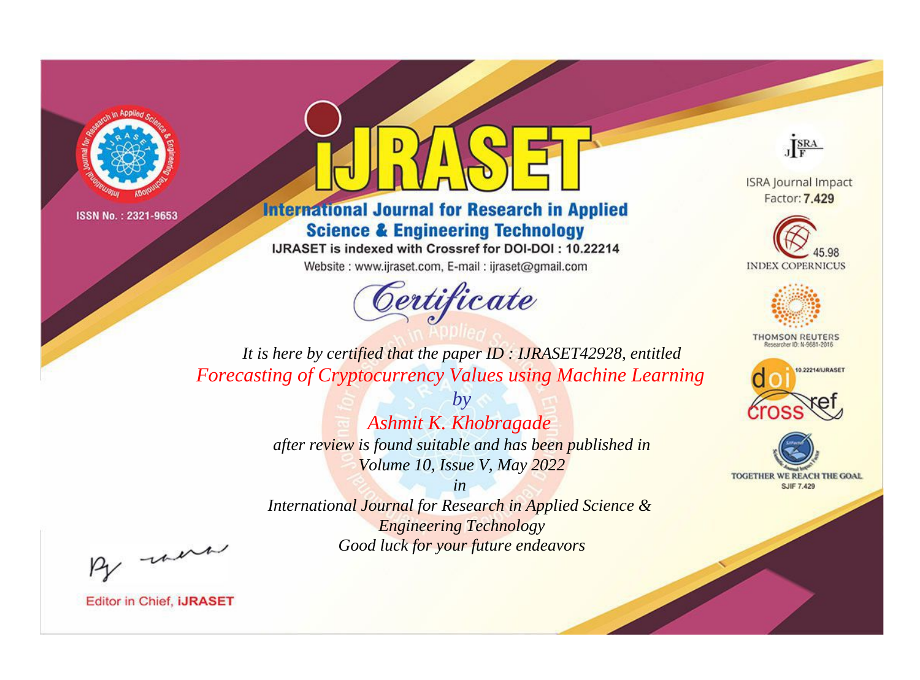ISSN No. : 2321-9653

# iJRASET

## International Journal for Research in Applied Science & Engineering Technology

IJRASET is indexed with Crossref for DOI-DOI : 10.22214

Website : www.ijraset.com, E-mail : ijraset@gmail.com

ISRA Journal Impact Factor: **7.429**

45.98 INDEX COPERNICUS

THOMSON REUTERS Researcher ID: N-9681-2016

10.22214/IJRASET

TOGETHER WE REACH THE GOAL SJIF 7.429

# *Certificate*

*It is here by certified that the paper ID : IJRASET42928, entitled*

*Forecasting of Cryptocurrency Values using Machine Learning*

*by*

*Ashmit K. Khobragade*

*after review is found suitable and has been published in*

*Volume 10, Issue V, May 2022*

*in*

*International Journal for Research in Applied Science & Engineering Technology*

*Good luck for your future endeavors*

Editor in Chief, **iJRASET**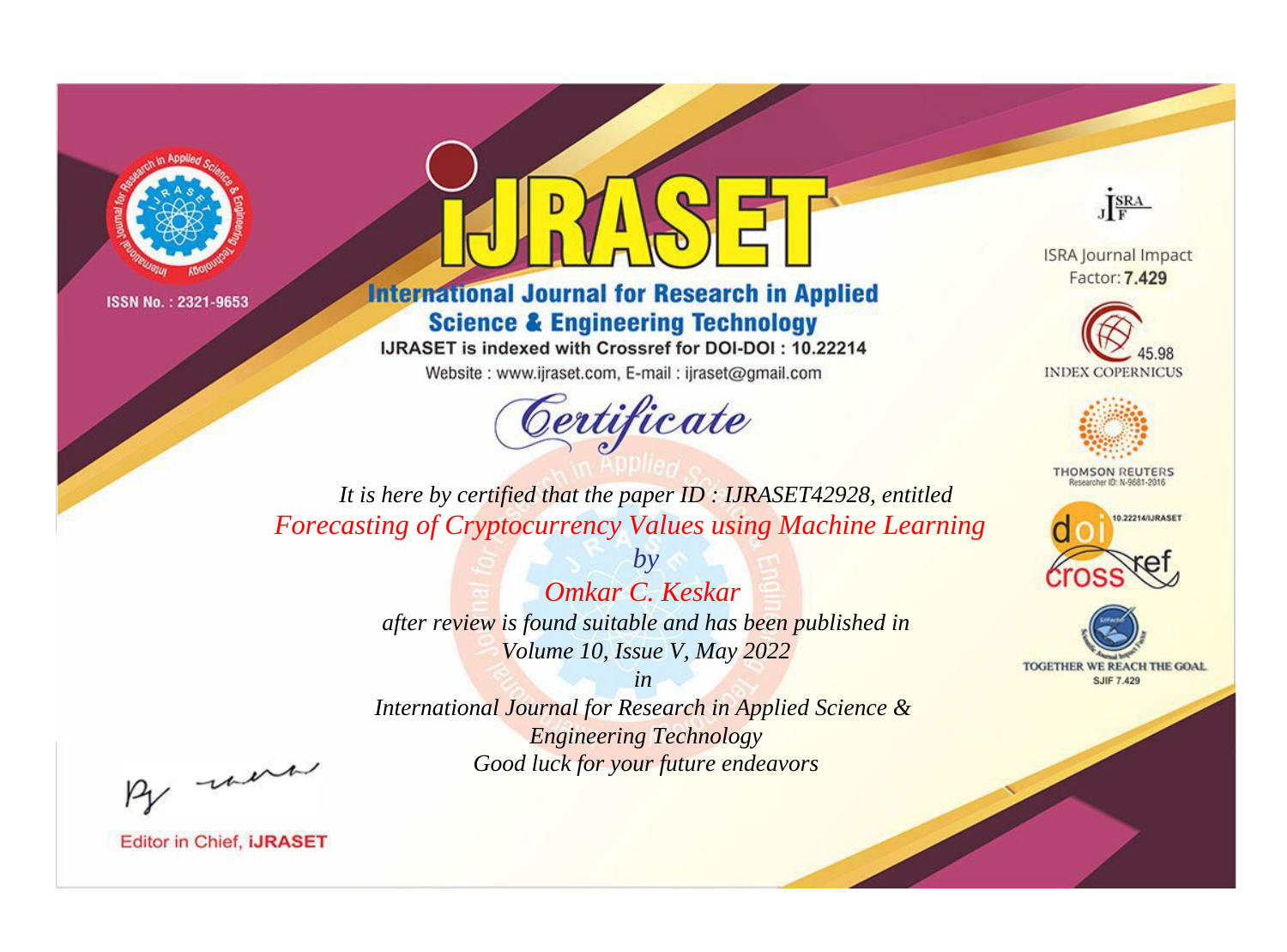ISSN No. : 2321-9653

# iJRASET

## International Journal for Research in Applied Science & Engineering Technology

IJRASET is indexed with Crossref for DOI-DOI : 10.22214

Website : www.ijraset.com, E-mail : ijraset@gmail.com

*Certificate*

*It is here by certified that the paper ID : IJRASET42928, entitled*

*Forecasting of Cryptocurrency Values using Machine Learning*

*by*

*Omkar C. Keskar*

*after review is found suitable and has been published in*

*Volume 10, Issue V, May 2022*

*in*

*International Journal for Research in Applied Science & Engineering Technology*

*Good luck for your future endeavors*

ISRA Journal Impact Factor: **7.429**

45.98 INDEX COPERNICUS

THOMSON REUTERS Researcher ID: N-9681-2016

10.22214/IJRASET

TOGETHER WE REACH THE GOAL SJIF 7.429

Editor in Chief, **iJRASET**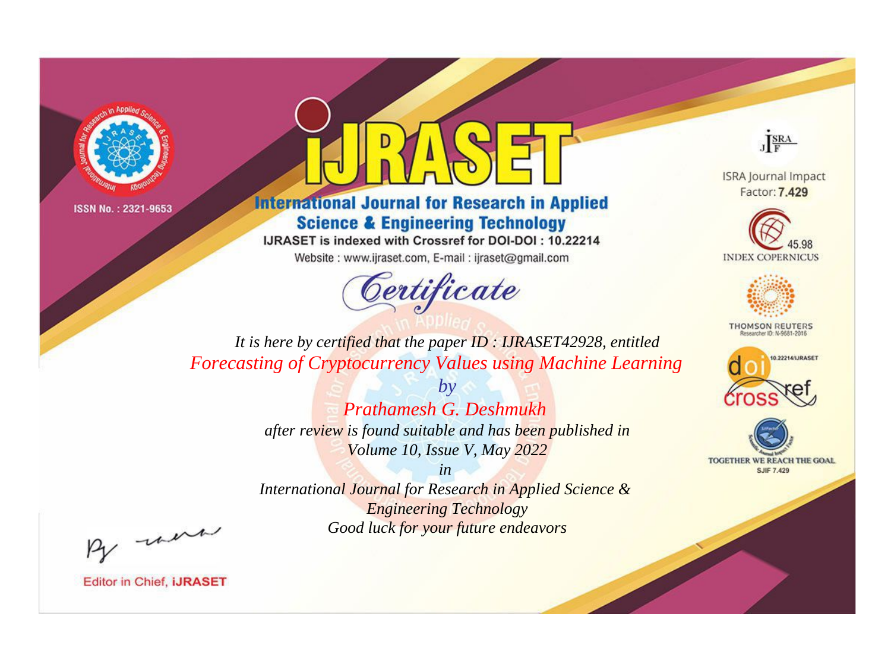ISSN No. : 2321-9653

# iJRASET

## International Journal for Research in Applied Science & Engineering Technology

IJRASET is indexed with Crossref for DOI-DOI : 10.22214

Website : www.ijraset.com, E-mail : ijraset@gmail.com

ISRA Journal Impact Factor: **7.429**

45.98 INDEX COPERNICUS

THOMSON REUTERS Researcher ID: N-9681-2016

10.22214/IJRASET

TOGETHER WE REACH THE GOAL SJIF 7.429

# *Certificate*

*It is here by certified that the paper ID : IJRASET42928, entitled*

*Forecasting of Cryptocurrency Values using Machine Learning*

*by*

*Prathamesh G. Deshmukh*

*after review is found suitable and has been published in*

*Volume 10, Issue V, May 2022*

*in*

*International Journal for Research in Applied Science & Engineering Technology*

*Good luck for your future endeavors*

Editor in Chief, **iJRASET**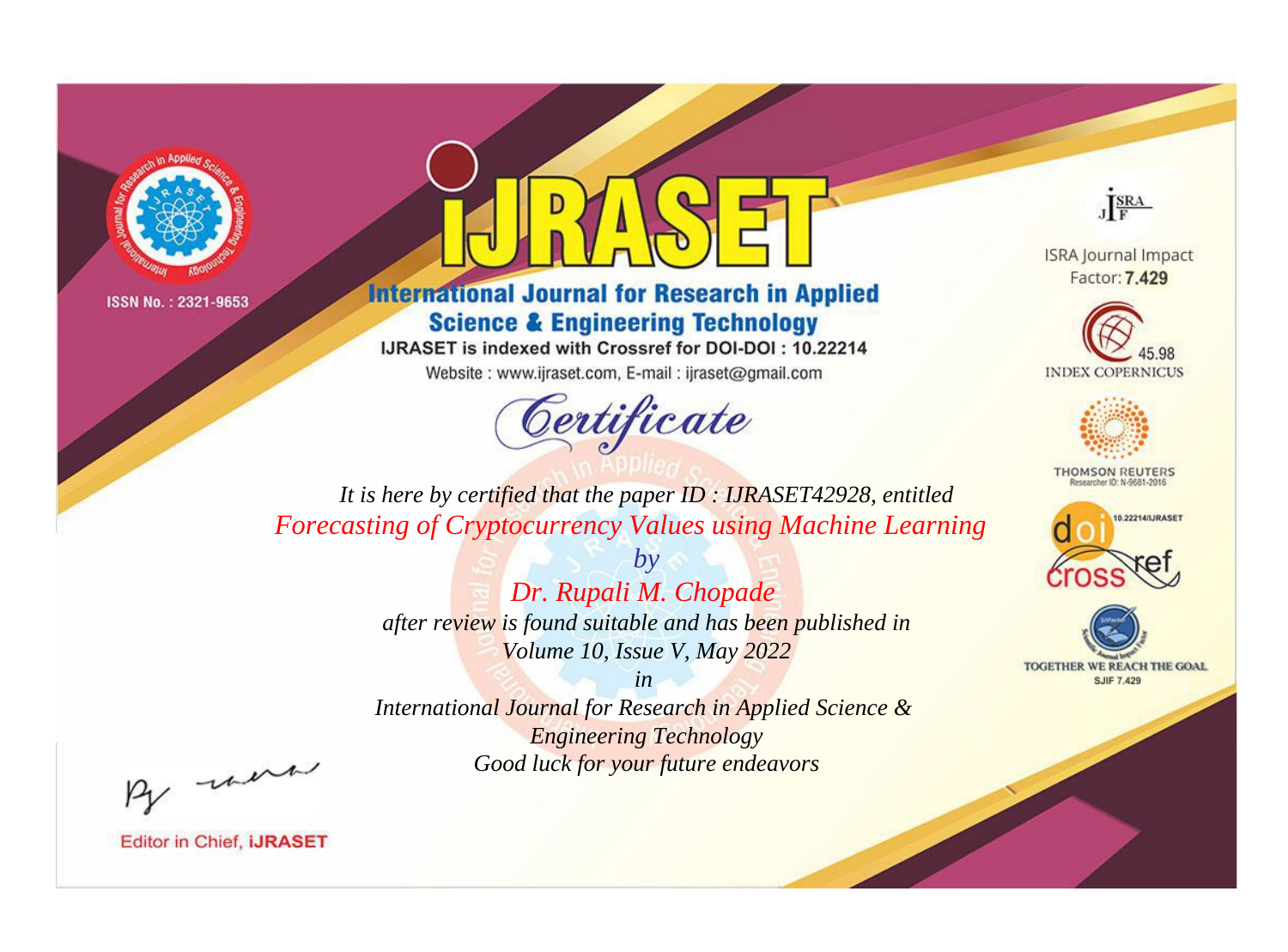ISSN No. : 2321-9653

# IJRASET

## International Journal for Research in Applied Science & Engineering Technology

IJRASET is indexed with Crossref for DOI-DOI : 10.22214

Website : www.ijraset.com, E-mail : ijraset@gmail.com

ISRA Journal Impact Factor: **7.429**

45.98 INDEX COPERNICUS

THOMSON REUTERS Researcher ID: N-9681-2016

10.22214/IJRASET

TOGETHER WE REACH THE GOAL SJIF 7.429

*Certificate*

*It is here by certified that the paper ID : IJRASET42928, entitled*

*Forecasting of Cryptocurrency Values using Machine Learning*

*by*

*Dr. Rupali M. Chopade*

*after review is found suitable and has been published in*

*Volume 10, Issue V, May 2022*

*in*

*International Journal for Research in Applied Science & Engineering Technology*

*Good luck for your future endeavors*

Editor in Chief, **iJRASET**